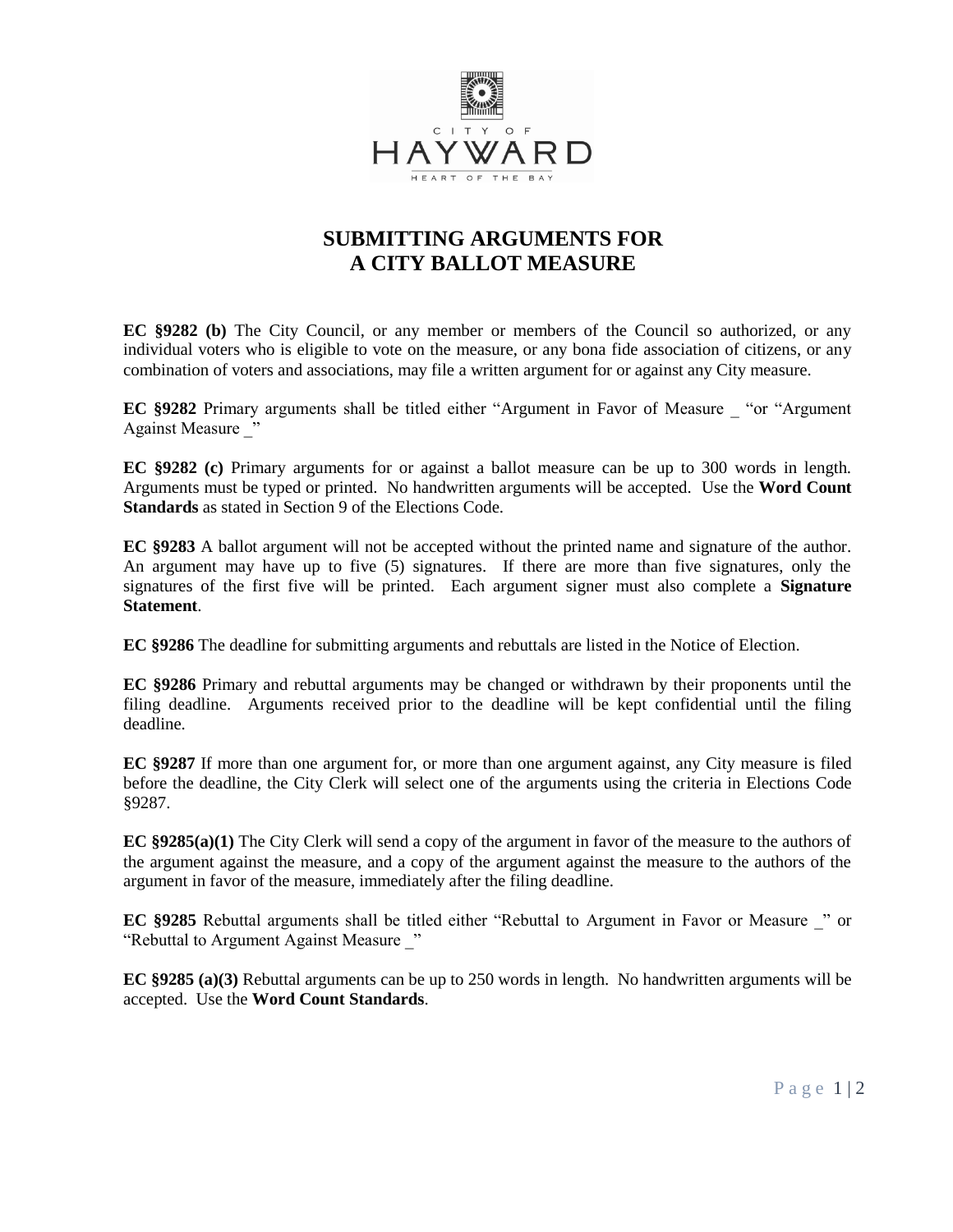# SUBMITTING ARGUMENTS FOR A CITY BALLOT MEASURE

**EC §9282 (b)** The City Council, or any member or members of the Council so authorized, or any individual voters who is eligible to vote on the measure, or any bona fide association of citizens, or any combination of voters and associations, may file a written argument for or against any City measure.

**EC §9282** Primary arguments shall be titled either "Argument in Favor of Measure _ "or "Argument Against Measure _"

**EC §9282 (c)** Primary arguments for or against a ballot measure can be up to 300 words in length. Arguments must be typed or printed. No handwritten arguments will be accepted. Use the **Word Count Standards** as stated in Section 9 of the Elections Code.

**EC §9283** A ballot argument will not be accepted without the printed name and signature of the author. An argument may have up to five (5) signatures. If there are more than five signatures, only the signatures of the first five will be printed. Each argument signer must also complete a **Signature Statement**.

**EC §9286** The deadline for submitting arguments and rebuttals are listed in the Notice of Election.

**EC §9286** Primary and rebuttal arguments may be changed or withdrawn by their proponents until the filing deadline. Arguments received prior to the deadline will be kept confidential until the filing deadline.

**EC §9287** If more than one argument for, or more than one argument against, any City measure is filed before the deadline, the City Clerk will select one of the arguments using the criteria in Elections Code §9287.

**EC §9285(a)(1)** The City Clerk will send a copy of the argument in favor of the measure to the authors of the argument against the measure, and a copy of the argument against the measure to the authors of the argument in favor of the measure, immediately after the filing deadline.

**EC §9285** Rebuttal arguments shall be titled either "Rebuttal to Argument in Favor or Measure _" or "Rebuttal to Argument Against Measure _"

**EC §9285 (a)(3)** Rebuttal arguments can be up to 250 words in length. No handwritten arguments will be accepted. Use the **Word Count Standards**.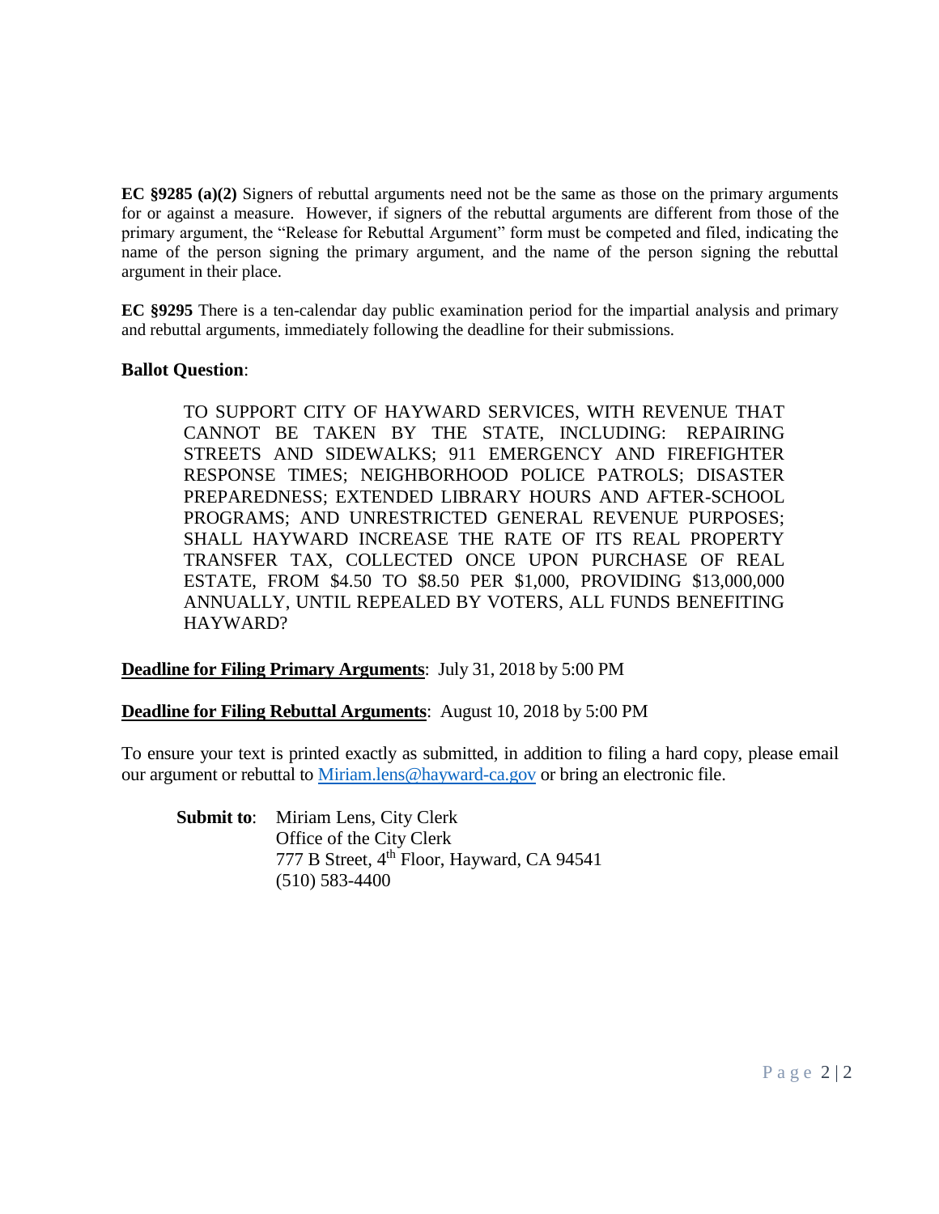**EC §9285 (a)(2)** Signers of rebuttal arguments need not be the same as those on the primary arguments for or against a measure. However, if signers of the rebuttal arguments are different from those of the primary argument, the "Release for Rebuttal Argument" form must be competed and filed, indicating the name of the person signing the primary argument, and the name of the person signing the rebuttal argument in their place.

**EC §9295** There is a ten-calendar day public examination period for the impartial analysis and primary and rebuttal arguments, immediately following the deadline for their submissions.

**Ballot Question**:

> TO SUPPORT CITY OF HAYWARD SERVICES, WITH REVENUE THAT CANNOT BE TAKEN BY THE STATE, INCLUDING: REPAIRING STREETS AND SIDEWALKS; 911 EMERGENCY AND FIREFIGHTER RESPONSE TIMES; NEIGHBORHOOD POLICE PATROLS; DISASTER PREPAREDNESS; EXTENDED LIBRARY HOURS AND AFTER-SCHOOL PROGRAMS; AND UNRESTRICTED GENERAL REVENUE PURPOSES; SHALL HAYWARD INCREASE THE RATE OF ITS REAL PROPERTY TRANSFER TAX, COLLECTED ONCE UPON PURCHASE OF REAL ESTATE, FROM $4.50 TO $8.50 PER $1,000, PROVIDING $13,000,000 ANNUALLY, UNTIL REPEALED BY VOTERS, ALL FUNDS BENEFITING HAYWARD?

**Deadline for Filing Primary Arguments**: July 31, 2018 by 5:00 PM

**Deadline for Filing Rebuttal Arguments**: August 10, 2018 by 5:00 PM

To ensure your text is printed exactly as submitted, in addition to filing a hard copy, please email our argument or rebuttal to Miriam.lens@hayward-ca.gov or bring an electronic file.

**Submit to**: Miriam Lens, City Clerk
Office of the City Clerk
777 B Street, 4th Floor, Hayward, CA 94541
(510) 583-4400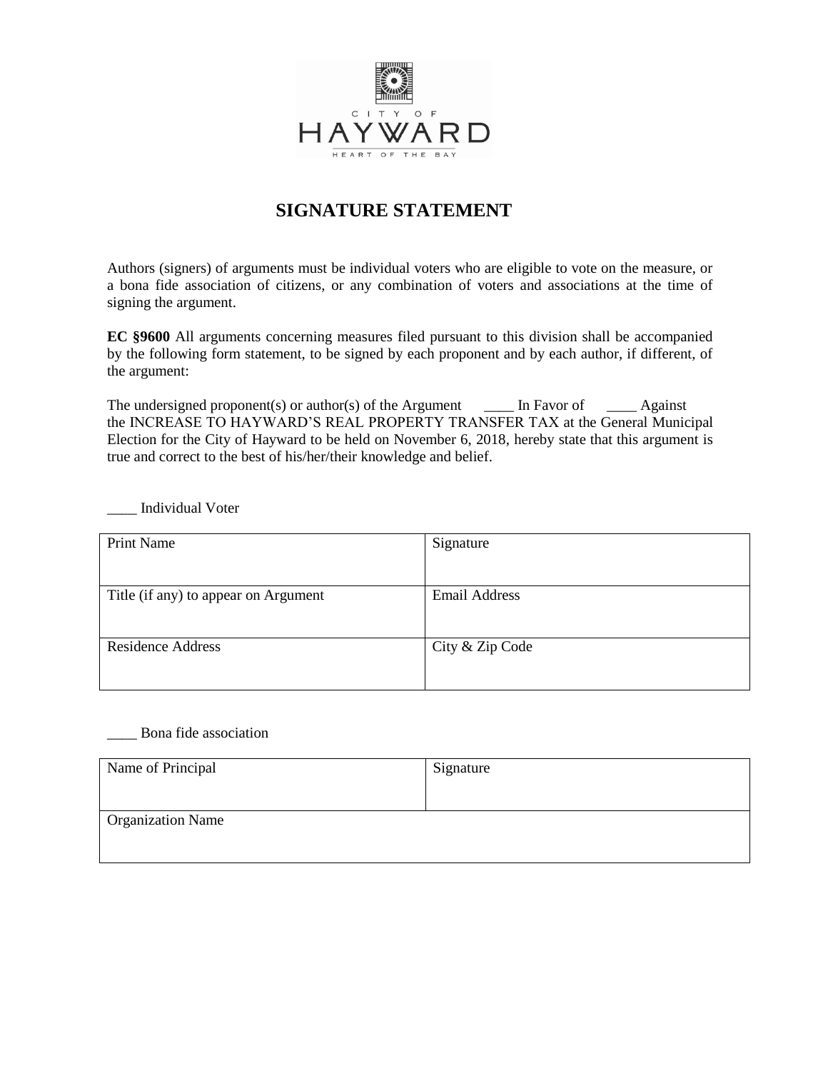CITY OF

HAYWARD

HEART OF THE BAY

# SIGNATURE STATEMENT

Authors (signers) of arguments must be individual voters who are eligible to vote on the measure, or a bona fide association of citizens, or any combination of voters and associations at the time of signing the argument.

**EC §9600** All arguments concerning measures filed pursuant to this division shall be accompanied by the following form statement, to be signed by each proponent and by each author, if different, of the argument:

The undersigned proponent(s) or author(s) of the Argument ____ In Favor of ____ Against the INCREASE TO HAYWARD'S REAL PROPERTY TRANSFER TAX at the General Municipal Election for the City of Hayward to be held on November 6, 2018, hereby state that this argument is true and correct to the best of his/her/their knowledge and belief.

____ Individual Voter

| Print Name | Signature |
|---|---|
| Title (if any) to appear on Argument | Email Address |
| Residence Address | City & Zip Code |

____ Bona fide association

| Name of Principal | Signature |
|---|---|
| Organization Name | |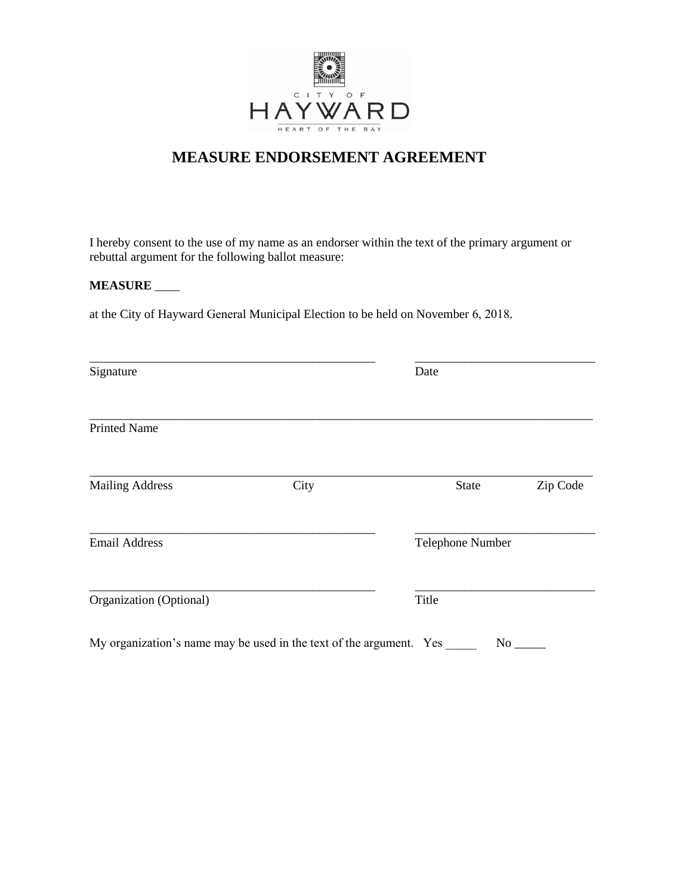CITY OF

HAYWARD

HEART OF THE BAY

# MEASURE ENDORSEMENT AGREEMENT

I hereby consent to the use of my name as an endorser within the text of the primary argument or rebuttal argument for the following ballot measure:

**MEASURE** ____

at the City of Hayward General Municipal Election to be held on November 6, 2018.

_______________________________________________ _____________________________

Signature Date

_____________________________________________________________________________________

Printed Name

_____________________________________________________________________________________

Mailing Address City State Zip Code

_______________________________________________ _____________________________

Email Address Telephone Number

_______________________________________________ _____________________________

Organization (Optional) Title

My organization's name may be used in the text of the argument. Yes _____ No _____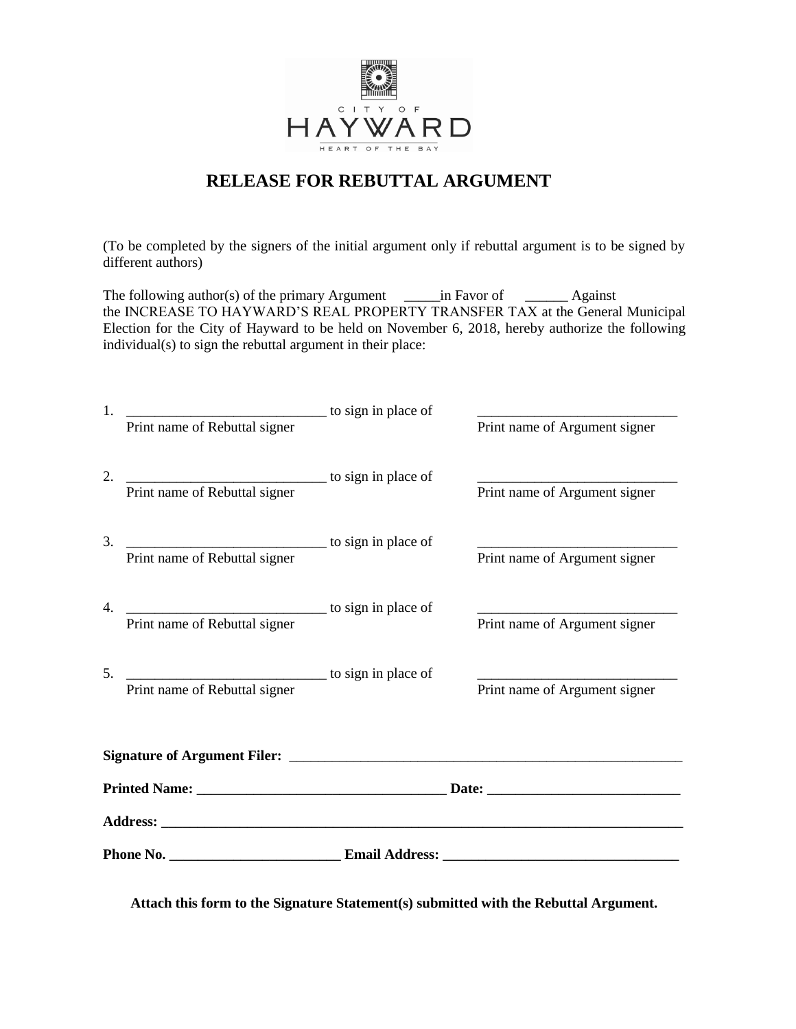CITY OF
HAYWARD
HEART OF THE BAY

# RELEASE FOR REBUTTAL ARGUMENT

(To be completed by the signers of the initial argument only if rebuttal argument is to be signed by different authors)

The following author(s) of the primary Argument _____in Favor of ______ Against the INCREASE TO HAYWARD'S REAL PROPERTY TRANSFER TAX at the General Municipal Election for the City of Hayward to be held on November 6, 2018, hereby authorize the following individual(s) to sign the rebuttal argument in their place:

1. ____________________________ to sign in place of ____________________________
   Print name of Rebuttal signer Print name of Argument signer

2. ____________________________ to sign in place of ____________________________
   Print name of Rebuttal signer Print name of Argument signer

3. ____________________________ to sign in place of ____________________________
   Print name of Rebuttal signer Print name of Argument signer

4. ____________________________ to sign in place of ____________________________
   Print name of Rebuttal signer Print name of Argument signer

5. ____________________________ to sign in place of ____________________________
   Print name of Rebuttal signer Print name of Argument signer

**Signature of Argument Filer:** ____________________________________________________________

**Printed Name: ___________________________________ Date: ___________________________**

**Address: ______________________________________________________________________________**

**Phone No. ________________________ Email Address: _________________________________**

**Attach this form to the Signature Statement(s) submitted with the Rebuttal Argument.**